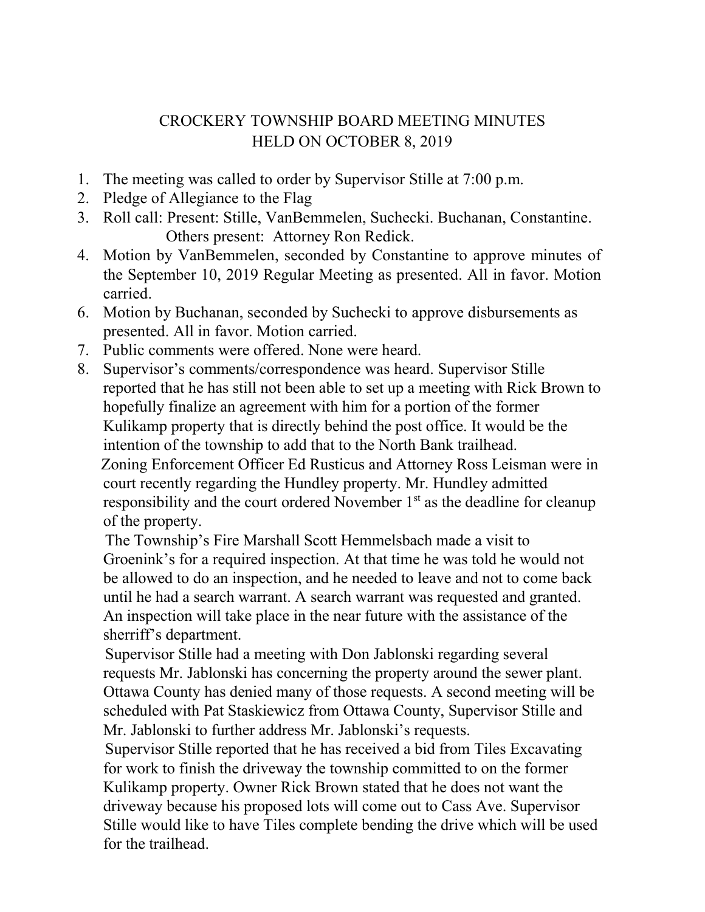# CROCKERY TOWNSHIP BOARD MEETING MINUTES
# HELD ON OCTOBER 8, 2019

1. The meeting was called to order by Supervisor Stille at 7:00 p.m.
2. Pledge of Allegiance to the Flag
3. Roll call: Present: Stille, VanBemmelen, Suchecki. Buchanan, Constantine.
   Others present: Attorney Ron Redick.
4. Motion by VanBemmelen, seconded by Constantine to approve minutes of the September 10, 2019 Regular Meeting as presented. All in favor. Motion carried.
6. Motion by Buchanan, seconded by Suchecki to approve disbursements as presented. All in favor. Motion carried.
7. Public comments were offered. None were heard.
8. Supervisor's comments/correspondence was heard. Supervisor Stille reported that he has still not been able to set up a meeting with Rick Brown to hopefully finalize an agreement with him for a portion of the former Kulikamp property that is directly behind the post office. It would be the intention of the township to add that to the North Bank trailhead.

   Zoning Enforcement Officer Ed Rusticus and Attorney Ross Leisman were in court recently regarding the Hundley property. Mr. Hundley admitted responsibility and the court ordered November 1st as the deadline for cleanup of the property.

   The Township's Fire Marshall Scott Hemmelsbach made a visit to Groenink's for a required inspection. At that time he was told he would not be allowed to do an inspection, and he needed to leave and not to come back until he had a search warrant. A search warrant was requested and granted. An inspection will take place in the near future with the assistance of the sherriff's department.

   Supervisor Stille had a meeting with Don Jablonski regarding several requests Mr. Jablonski has concerning the property around the sewer plant. Ottawa County has denied many of those requests. A second meeting will be scheduled with Pat Staskiewicz from Ottawa County, Supervisor Stille and Mr. Jablonski to further address Mr. Jablonski's requests.

   Supervisor Stille reported that he has received a bid from Tiles Excavating for work to finish the driveway the township committed to on the former Kulikamp property. Owner Rick Brown stated that he does not want the driveway because his proposed lots will come out to Cass Ave. Supervisor Stille would like to have Tiles complete bending the drive which will be used for the trailhead.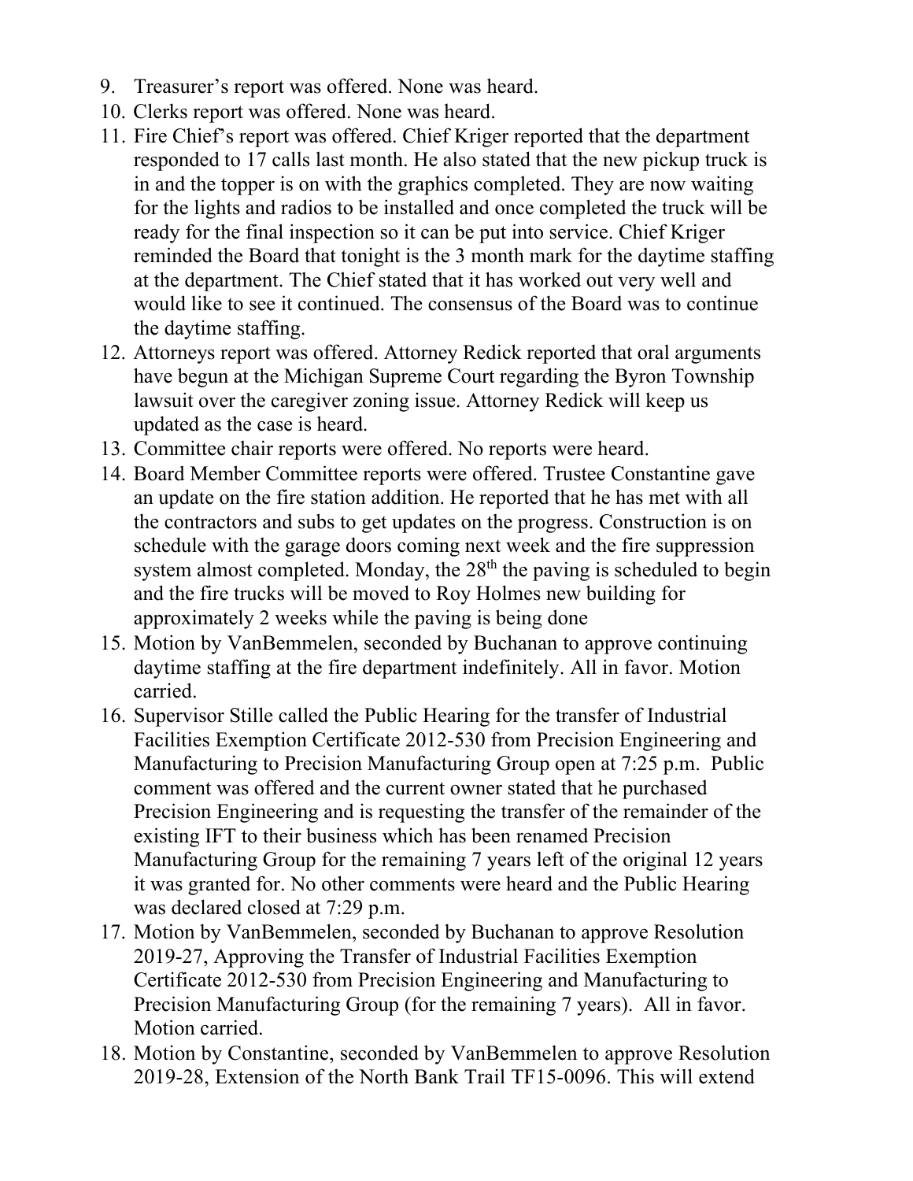9. Treasurer's report was offered. None was heard.
10. Clerks report was offered. None was heard.
11. Fire Chief's report was offered. Chief Kriger reported that the department responded to 17 calls last month. He also stated that the new pickup truck is in and the topper is on with the graphics completed. They are now waiting for the lights and radios to be installed and once completed the truck will be ready for the final inspection so it can be put into service. Chief Kriger reminded the Board that tonight is the 3 month mark for the daytime staffing at the department. The Chief stated that it has worked out very well and would like to see it continued. The consensus of the Board was to continue the daytime staffing.
12. Attorneys report was offered. Attorney Redick reported that oral arguments have begun at the Michigan Supreme Court regarding the Byron Township lawsuit over the caregiver zoning issue. Attorney Redick will keep us updated as the case is heard.
13. Committee chair reports were offered. No reports were heard.
14. Board Member Committee reports were offered. Trustee Constantine gave an update on the fire station addition. He reported that he has met with all the contractors and subs to get updates on the progress. Construction is on schedule with the garage doors coming next week and the fire suppression system almost completed. Monday, the 28th the paving is scheduled to begin and the fire trucks will be moved to Roy Holmes new building for approximately 2 weeks while the paving is being done
15. Motion by VanBemmelen, seconded by Buchanan to approve continuing daytime staffing at the fire department indefinitely. All in favor. Motion carried.
16. Supervisor Stille called the Public Hearing for the transfer of Industrial Facilities Exemption Certificate 2012-530 from Precision Engineering and Manufacturing to Precision Manufacturing Group open at 7:25 p.m. Public comment was offered and the current owner stated that he purchased Precision Engineering and is requesting the transfer of the remainder of the existing IFT to their business which has been renamed Precision Manufacturing Group for the remaining 7 years left of the original 12 years it was granted for. No other comments were heard and the Public Hearing was declared closed at 7:29 p.m.
17. Motion by VanBemmelen, seconded by Buchanan to approve Resolution 2019-27, Approving the Transfer of Industrial Facilities Exemption Certificate 2012-530 from Precision Engineering and Manufacturing to Precision Manufacturing Group (for the remaining 7 years). All in favor. Motion carried.
18. Motion by Constantine, seconded by VanBemmelen to approve Resolution 2019-28, Extension of the North Bank Trail TF15-0096. This will extend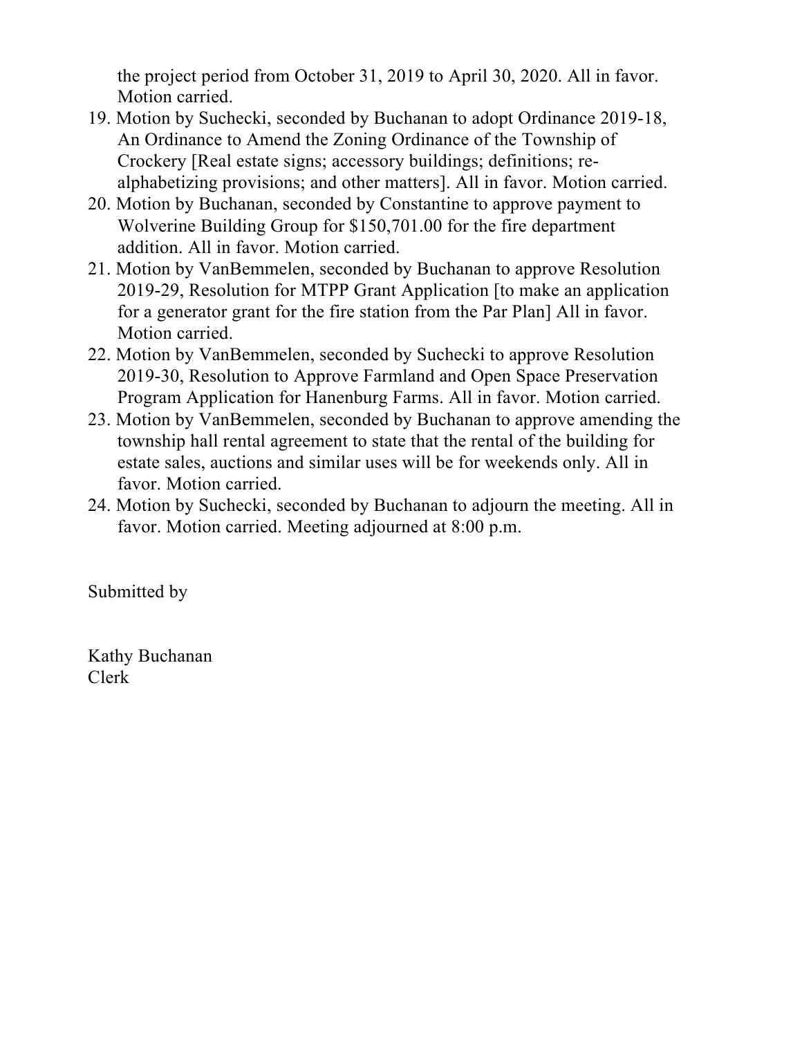the project period from October 31, 2019 to April 30, 2020. All in favor. Motion carried.

19. Motion by Suchecki, seconded by Buchanan to adopt Ordinance 2019-18, An Ordinance to Amend the Zoning Ordinance of the Township of Crockery [Real estate signs; accessory buildings; definitions; re-alphabetizing provisions; and other matters]. All in favor. Motion carried.
20. Motion by Buchanan, seconded by Constantine to approve payment to Wolverine Building Group for $150,701.00 for the fire department addition. All in favor. Motion carried.
21. Motion by VanBemmelen, seconded by Buchanan to approve Resolution 2019-29, Resolution for MTPP Grant Application [to make an application for a generator grant for the fire station from the Par Plan] All in favor. Motion carried.
22. Motion by VanBemmelen, seconded by Suchecki to approve Resolution 2019-30, Resolution to Approve Farmland and Open Space Preservation Program Application for Hanenburg Farms. All in favor. Motion carried.
23. Motion by VanBemmelen, seconded by Buchanan to approve amending the township hall rental agreement to state that the rental of the building for estate sales, auctions and similar uses will be for weekends only. All in favor. Motion carried.
24. Motion by Suchecki, seconded by Buchanan to adjourn the meeting. All in favor. Motion carried. Meeting adjourned at 8:00 p.m.

Submitted by

Kathy Buchanan
Clerk